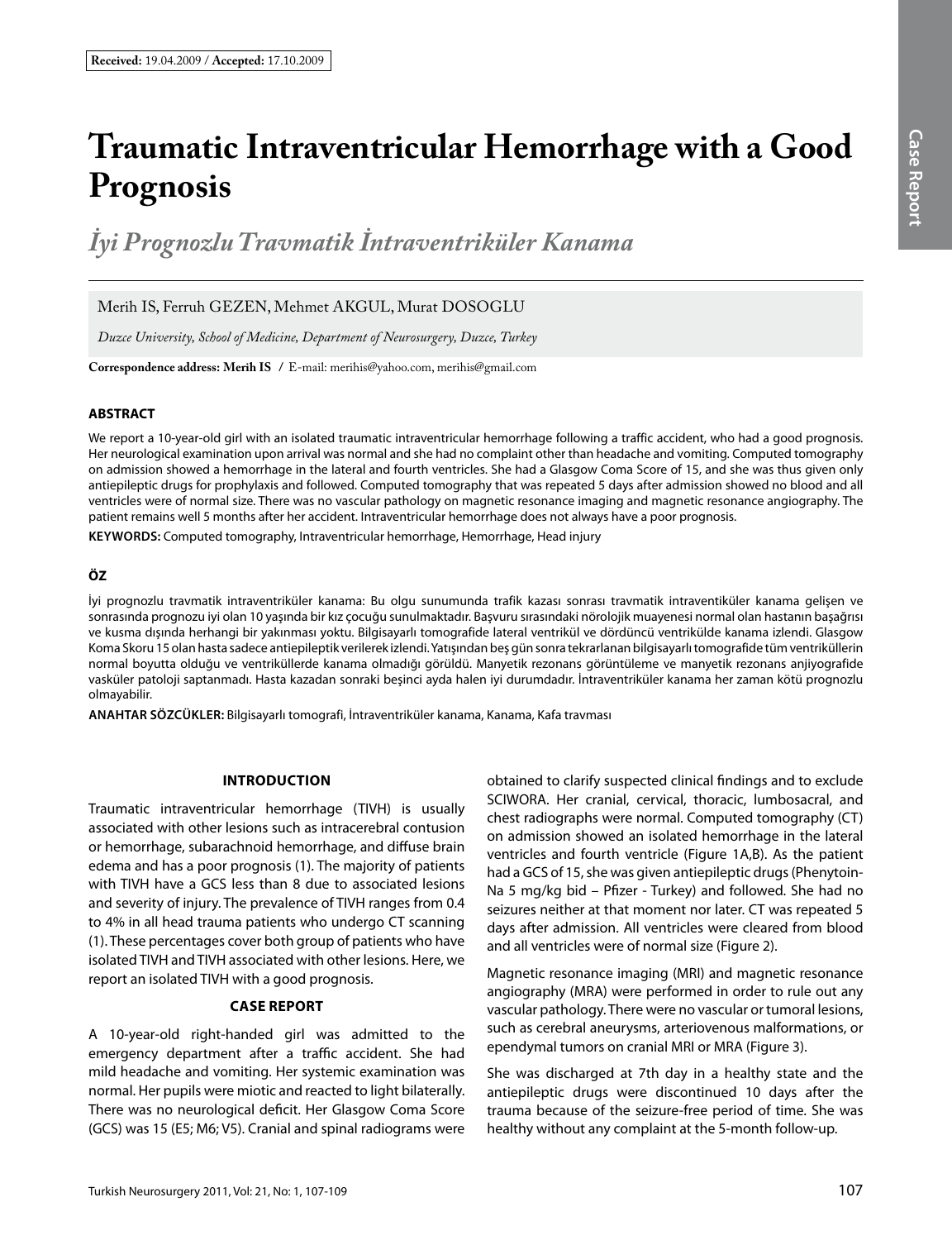**Received:** 19.04.2009 / **Accepted:** 17.10.2009

# Traumatic Intraventricular Hemorrhage with a Good Prognosis

## *İyi Prognozlu Travmatik İntraventriküler Kanama*

Merih IS, Ferruh GEZEN, Mehmet AKGUL, Murat DOSOGLU

*Duzce University, School of Medicine, Department of Neurosurgery, Duzce, Turkey*

**Correspondence address: Merih IS** / E-mail: merihis@yahoo.com, merihis@gmail.com

### ABSTRACT

We report a 10-year-old girl with an isolated traumatic intraventricular hemorrhage following a traffic accident, who had a good prognosis. Her neurological examination upon arrival was normal and she had no complaint other than headache and vomiting. Computed tomography on admission showed a hemorrhage in the lateral and fourth ventricles. She had a Glasgow Coma Score of 15, and she was thus given only antiepileptic drugs for prophylaxis and followed. Computed tomography that was repeated 5 days after admission showed no blood and all ventricles were of normal size. There was no vascular pathology on magnetic resonance imaging and magnetic resonance angiography. The patient remains well 5 months after her accident. Intraventricular hemorrhage does not always have a poor prognosis.

**KEYWORDS:** Computed tomography, Intraventricular hemorrhage, Hemorrhage, Head injury

### ÖZ

İyi prognozlu travmatik intraventriküler kanama: Bu olgu sunumunda trafik kazası sonrası travmatik intraventiküler kanama gelişen ve sonrasında prognozu iyi olan 10 yaşında bir kız çocuğu sunulmaktadır. Başvuru sırasındaki nörolojik muayenesi normal olan hastanın başağrısı ve kusma dışında herhangi bir yakınması yoktu. Bilgisayarlı tomografide lateral ventrikül ve dördüncü ventrikülde kanama izlendi. Glasgow Koma Skoru 15 olan hasta sadece antiepileptik verilerek izlendi. Yatışından beş gün sonra tekrarlanan bilgisayarlı tomografide tüm ventriküllerin normal boyutta olduğu ve ventriküllerde kanama olmadığı görüldü. Manyetik rezonans görüntüleme ve manyetik rezonans anjiyografide vasküler patoloji saptanmadı. Hasta kazadan sonraki beşinci ayda halen iyi durumdadır. İntraventriküler kanama her zaman kötü prognozlu olmayabilir.

**ANAHTAR SÖZCÜKLER:** Bilgisayarlı tomografi, İntraventriküler kanama, Kanama, Kafa travması

### INTRODUCTION

Traumatic intraventricular hemorrhage (TIVH) is usually associated with other lesions such as intracerebral contusion or hemorrhage, subarachnoid hemorrhage, and diffuse brain edema and has a poor prognosis (1). The majority of patients with TIVH have a GCS less than 8 due to associated lesions and severity of injury. The prevalence of TIVH ranges from 0.4 to 4% in all head trauma patients who undergo CT scanning (1). These percentages cover both group of patients who have isolated TIVH and TIVH associated with other lesions. Here, we report an isolated TIVH with a good prognosis.

### CASE REPORT

A 10-year-old right-handed girl was admitted to the emergency department after a traffic accident. She had mild headache and vomiting. Her systemic examination was normal. Her pupils were miotic and reacted to light bilaterally. There was no neurological deficit. Her Glasgow Coma Score (GCS) was 15 (E5; M6; V5). Cranial and spinal radiograms were obtained to clarify suspected clinical findings and to exclude SCIWORA. Her cranial, cervical, thoracic, lumbosacral, and chest radiographs were normal. Computed tomography (CT) on admission showed an isolated hemorrhage in the lateral ventricles and fourth ventricle (Figure 1A,B). As the patient had a GCS of 15, she was given antiepileptic drugs (Phenytoin-Na 5 mg/kg bid – Pfizer - Turkey) and followed. She had no seizures neither at that moment nor later. CT was repeated 5 days after admission. All ventricles were cleared from blood and all ventricles were of normal size (Figure 2).

Magnetic resonance imaging (MRI) and magnetic resonance angiography (MRA) were performed in order to rule out any vascular pathology. There were no vascular or tumoral lesions, such as cerebral aneurysms, arteriovenous malformations, or ependymal tumors on cranial MRI or MRA (Figure 3).

She was discharged at 7th day in a healthy state and the antiepileptic drugs were discontinued 10 days after the trauma because of the seizure-free period of time. She was healthy without any complaint at the 5-month follow-up.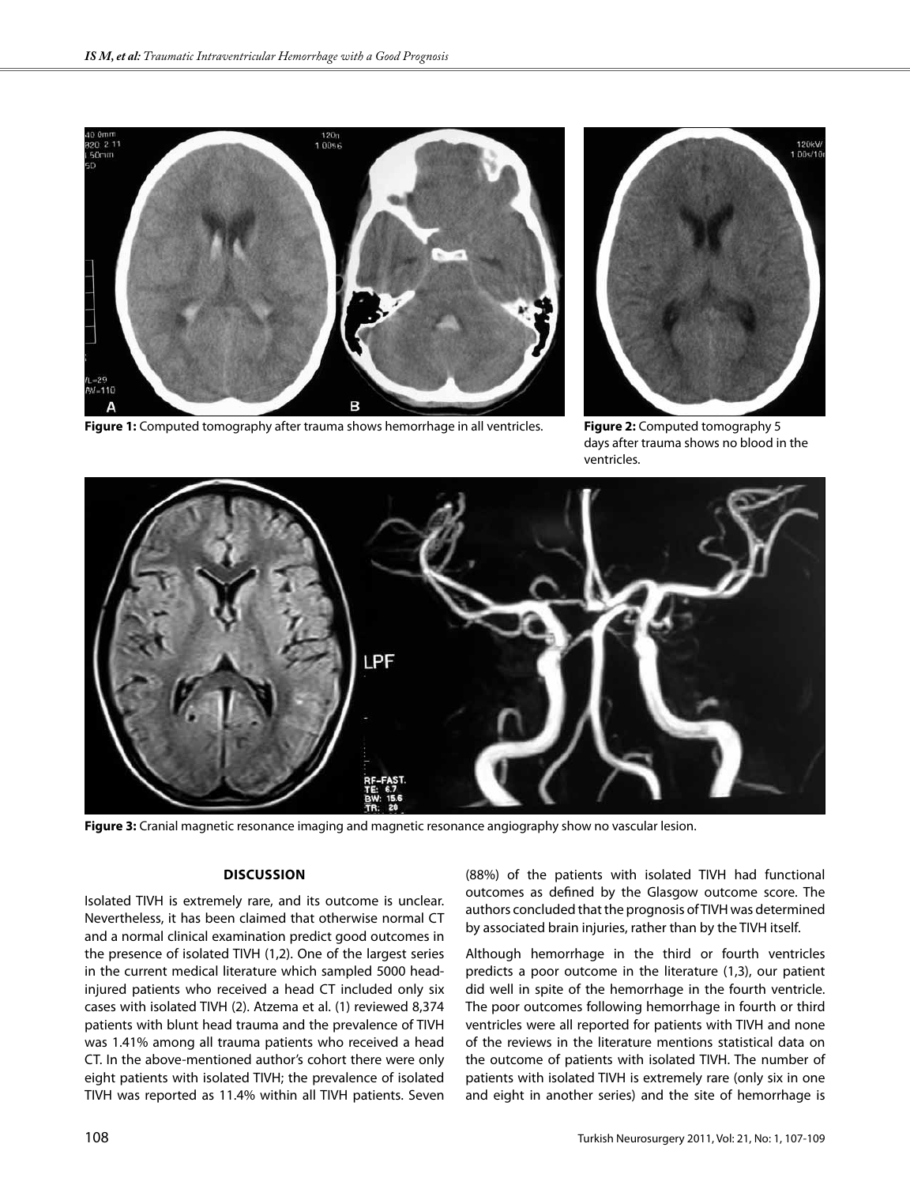**Figure 1:** Computed tomography after trauma shows hemorrhage in all ventricles.

**Figure 2:** Computed tomography 5 days after trauma shows no blood in the ventricles.

**Figure 3:** Cranial magnetic resonance imaging and magnetic resonance angiography show no vascular lesion.

## DISCUSSION

Isolated TIVH is extremely rare, and its outcome is unclear. Nevertheless, it has been claimed that otherwise normal CT and a normal clinical examination predict good outcomes in the presence of isolated TIVH (1,2). One of the largest series in the current medical literature which sampled 5000 head-injured patients who received a head CT included only six cases with isolated TIVH (2). Atzema et al. (1) reviewed 8,374 patients with blunt head trauma and the prevalence of TIVH was 1.41% among all trauma patients who received a head CT. In the above-mentioned author's cohort there were only eight patients with isolated TIVH; the prevalence of isolated TIVH was reported as 11.4% within all TIVH patients. Seven (88%) of the patients with isolated TIVH had functional outcomes as defined by the Glasgow outcome score. The authors concluded that the prognosis of TIVH was determined by associated brain injuries, rather than by the TIVH itself.

Although hemorrhage in the third or fourth ventricles predicts a poor outcome in the literature (1,3), our patient did well in spite of the hemorrhage in the fourth ventricle. The poor outcomes following hemorrhage in fourth or third ventricles were all reported for patients with TIVH and none of the reviews in the literature mentions statistical data on the outcome of patients with isolated TIVH. The number of patients with isolated TIVH is extremely rare (only six in one and eight in another series) and the site of hemorrhage is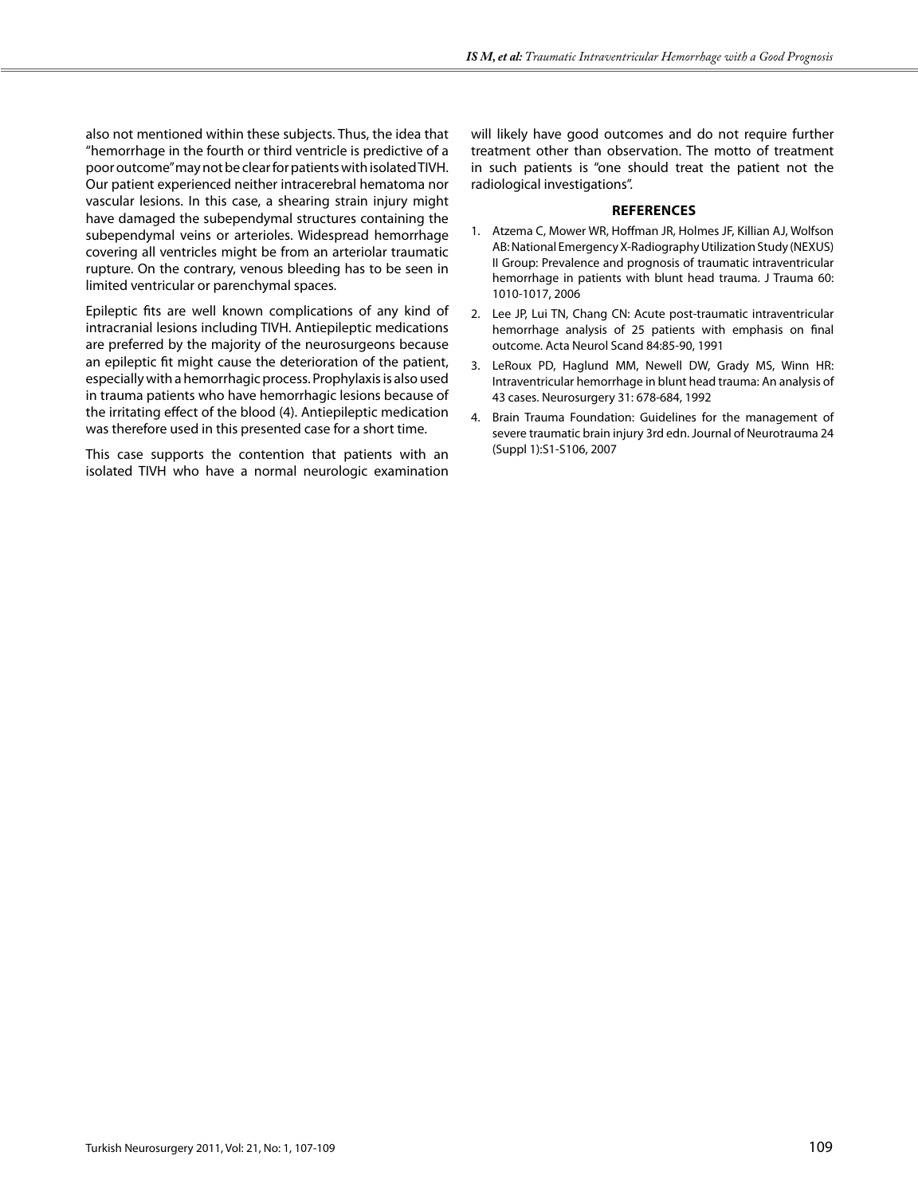also not mentioned within these subjects. Thus, the idea that "hemorrhage in the fourth or third ventricle is predictive of a poor outcome" may not be clear for patients with isolated TIVH. Our patient experienced neither intracerebral hematoma nor vascular lesions. In this case, a shearing strain injury might have damaged the subependymal structures containing the subependymal veins or arterioles. Widespread hemorrhage covering all ventricles might be from an arteriolar traumatic rupture. On the contrary, venous bleeding has to be seen in limited ventricular or parenchymal spaces.

Epileptic fits are well known complications of any kind of intracranial lesions including TIVH. Antiepileptic medications are preferred by the majority of the neurosurgeons because an epileptic fit might cause the deterioration of the patient, especially with a hemorrhagic process. Prophylaxis is also used in trauma patients who have hemorrhagic lesions because of the irritating effect of the blood (4). Antiepileptic medication was therefore used in this presented case for a short time.

This case supports the contention that patients with an isolated TIVH who have a normal neurologic examination will likely have good outcomes and do not require further treatment other than observation. The motto of treatment in such patients is "one should treat the patient not the radiological investigations".

## REFERENCES

1. Atzema C, Mower WR, Hoffman JR, Holmes JF, Killian AJ, Wolfson AB: National Emergency X-Radiography Utilization Study (NEXUS) II Group: Prevalence and prognosis of traumatic intraventricular hemorrhage in patients with blunt head trauma. J Trauma 60: 1010-1017, 2006
2. Lee JP, Lui TN, Chang CN: Acute post-traumatic intraventricular hemorrhage analysis of 25 patients with emphasis on final outcome. Acta Neurol Scand 84:85-90, 1991
3. LeRoux PD, Haglund MM, Newell DW, Grady MS, Winn HR: Intraventricular hemorrhage in blunt head trauma: An analysis of 43 cases. Neurosurgery 31: 678-684, 1992
4. Brain Trauma Foundation: Guidelines for the management of severe traumatic brain injury 3rd edn. Journal of Neurotrauma 24 (Suppl 1):S1-S106, 2007